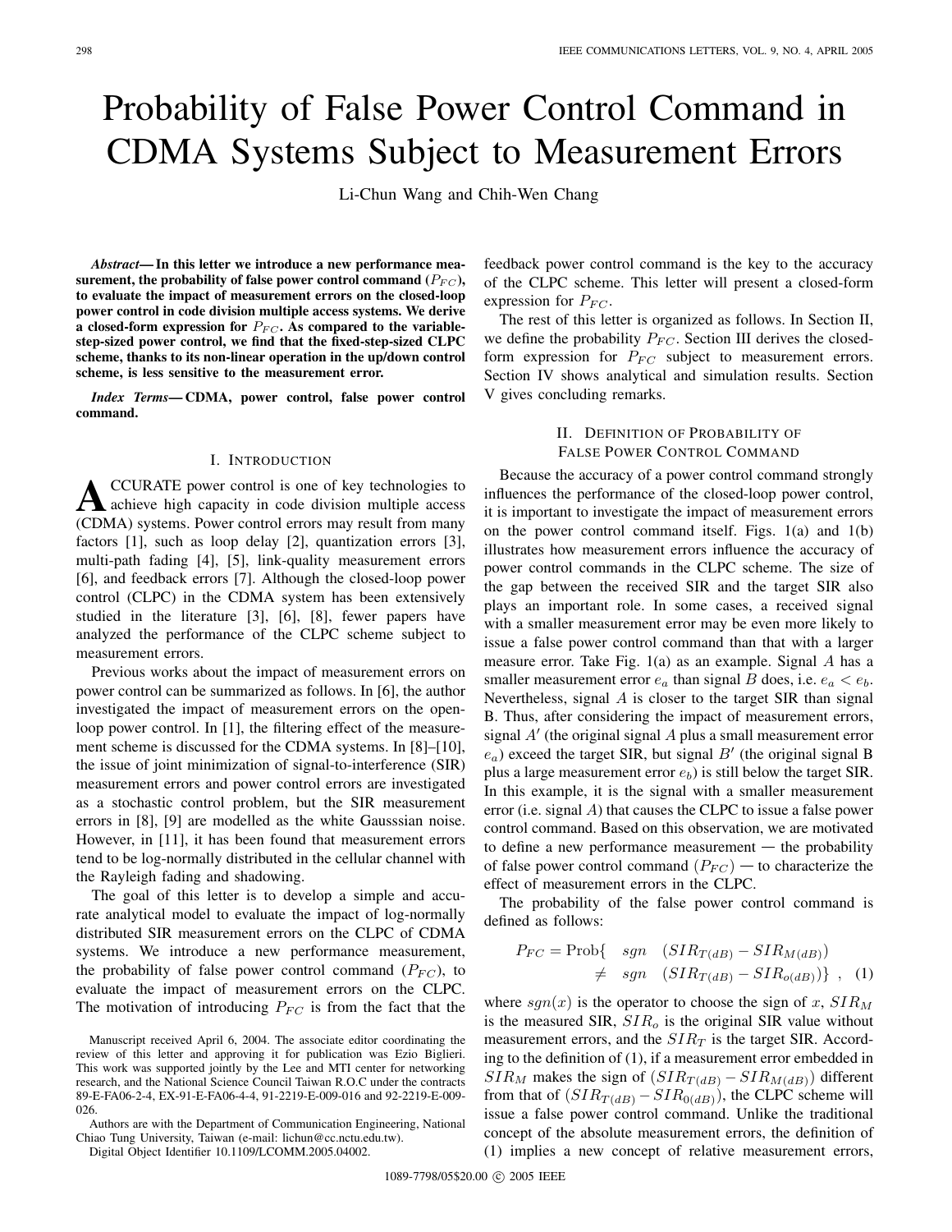# Probability of False Power Control Command in CDMA Systems Subject to Measurement Errors

Li-Chun Wang and Chih-Wen Chang

***Abstract*— In this letter we introduce a new performance measurement, the probability of false power control command ($P_{FC}$), to evaluate the impact of measurement errors on the closed-loop power control in code division multiple access systems. We derive a closed-form expression for $P_{FC}$. As compared to the variable-step-sized power control, we find that the fixed-step-sized CLPC scheme, thanks to its non-linear operation in the up/down control scheme, is less sensitive to the measurement error.**

***Index Terms*— CDMA, power control, false power control command.**

## I. Introduction

Accurate power control is one of key technologies to achieve high capacity in code division multiple access (CDMA) systems. Power control errors may result from many factors [1], such as loop delay [2], quantization errors [3], multi-path fading [4], [5], link-quality measurement errors [6], and feedback errors [7]. Although the closed-loop power control (CLPC) in the CDMA system has been extensively studied in the literature [3], [6], [8], fewer papers have analyzed the performance of the CLPC scheme subject to measurement errors.

Previous works about the impact of measurement errors on power control can be summarized as follows. In [6], the author investigated the impact of measurement errors on the open-loop power control. In [1], the filtering effect of the measurement scheme is discussed for the CDMA systems. In [8]–[10], the issue of joint minimization of signal-to-interference (SIR) measurement errors and power control errors are investigated as a stochastic control problem, but the SIR measurement errors in [8], [9] are modelled as the white Gausssian noise. However, in [11], it has been found that measurement errors tend to be log-normally distributed in the cellular channel with the Rayleigh fading and shadowing.

The goal of this letter is to develop a simple and accurate analytical model to evaluate the impact of log-normally distributed SIR measurement errors on the CLPC of CDMA systems. We introduce a new performance measurement, the probability of false power control command ($P_{FC}$), to evaluate the impact of measurement errors on the CLPC. The motivation of introducing $P_{FC}$ is from the fact that the feedback power control command is the key to the accuracy of the CLPC scheme. This letter will present a closed-form expression for $P_{FC}$.

The rest of this letter is organized as follows. In Section II, we define the probability $P_{FC}$. Section III derives the closed-form expression for $P_{FC}$ subject to measurement errors. Section IV shows analytical and simulation results. Section V gives concluding remarks.

Manuscript received April 6, 2004. The associate editor coordinating the review of this letter and approving it for publication was Ezio Biglieri. This work was supported jointly by the Lee and MTI center for networking research, and the National Science Council Taiwan R.O.C under the contracts 89-E-FA06-2-4, EX-91-E-FA06-4-4, 91-2219-E-009-016 and 92-2219-E-009-026.

Authors are with the Department of Communication Engineering, National Chiao Tung University, Taiwan (e-mail: lichun@cc.nctu.edu.tw).

Digital Object Identifier 10.1109/LCOMM.2005.04002.

## II. Definition of Probability of False Power Control Command

Because the accuracy of a power control command strongly influences the performance of the closed-loop power control, it is important to investigate the impact of measurement errors on the power control command itself. Figs. 1(a) and 1(b) illustrates how measurement errors influence the accuracy of power control commands in the CLPC scheme. The size of the gap between the received SIR and the target SIR also plays an important role. In some cases, a received signal with a smaller measurement error may be even more likely to issue a false power control command than that with a larger measure error. Take Fig. 1(a) as an example. Signal $A$ has a smaller measurement error $e_a$ than signal $B$ does, i.e. $e_a < e_b$. Nevertheless, signal $A$ is closer to the target SIR than signal B. Thus, after considering the impact of measurement errors, signal $A'$ (the original signal $A$ plus a small measurement error $e_a$) exceed the target SIR, but signal $B'$ (the original signal B plus a large measurement error $e_b$) is still below the target SIR. In this example, it is the signal with a smaller measurement error (i.e. signal $A$) that causes the CLPC to issue a false power control command. Based on this observation, we are motivated to define a new performance measurement — the probability of false power control command ($P_{FC}$) — to characterize the effect of measurement errors in the CLPC.

The probability of the false power control command is defined as follows:

$$P_{FC} = \text{Prob}\{ \quad sgn \quad (SIR_{T(dB)} - SIR_{M(dB)}) \neq sgn \quad (SIR_{T(dB)} - SIR_{o(dB)})\} \;, \quad (1)$$

where $sgn(x)$ is the operator to choose the sign of $x$, $SIR_M$ is the measured SIR, $SIR_o$ is the original SIR value without measurement errors, and the $SIR_T$ is the target SIR. According to the definition of (1), if a measurement error embedded in $SIR_M$ makes the sign of $(SIR_{T(dB)} - SIR_{M(dB)})$ different from that of $(SIR_{T(dB)} - SIR_{0(dB)})$, the CLPC scheme will issue a false power control command. Unlike the traditional concept of the absolute measurement errors, the definition of (1) implies a new concept of relative measurement errors,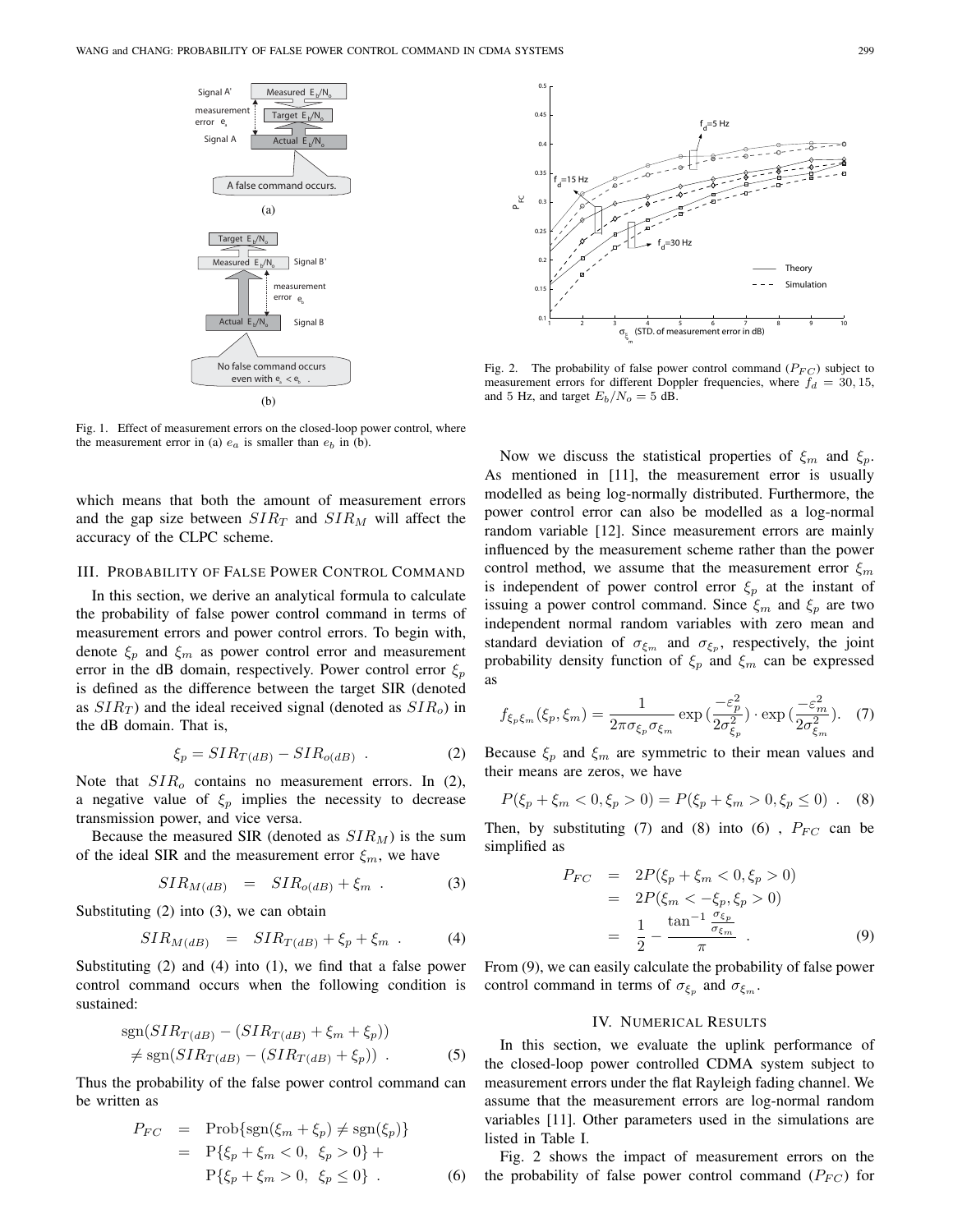Fig. 1. Effect of measurement errors on the closed-loop power control, where the measurement error in (a) $e_a$ is smaller than $e_b$ in (b).

which means that both the amount of measurement errors and the gap size between $SIR_T$ and $SIR_M$ will affect the accuracy of the CLPC scheme.

## III. Probability of False Power Control Command

In this section, we derive an analytical formula to calculate the probability of false power control command in terms of measurement errors and power control errors. To begin with, denote $\xi_p$ and $\xi_m$ as power control error and measurement error in the dB domain, respectively. Power control error $\xi_p$ is defined as the difference between the target SIR (denoted as $SIR_T$) and the ideal received signal (denoted as $SIR_o$) in the dB domain. That is,

$$\xi_p = SIR_{T(dB)} - SIR_{o(dB)} \ . \tag{2}$$

Note that $SIR_o$ contains no measurement errors. In (2), a negative value of $\xi_p$ implies the necessity to decrease transmission power, and vice versa.

Because the measured SIR (denoted as $SIR_M$) is the sum of the ideal SIR and the measurement error $\xi_m$, we have

$$SIR_{M(dB)} \quad = \quad SIR_{o(dB)} + \xi_m \ . \tag{3}$$

Substituting (2) into (3), we can obtain

$$SIR_{M(dB)} \quad = \quad SIR_{T(dB)} + \xi_p + \xi_m \ . \tag{4}$$

Substituting (2) and (4) into (1), we find that a false power control command occurs when the following condition is sustained:

$$\begin{aligned} &\text{sgn}(SIR_{T(dB)} - (SIR_{T(dB)} + \xi_m + \xi_p)) \\ &\neq \text{sgn}(SIR_{T(dB)} - (SIR_{T(dB)} + \xi_p)) \ . \end{aligned} \tag{5}$$

Thus the probability of the false power control command can be written as

$$\begin{aligned} P_{FC} &= \text{Prob}\{\text{sgn}(\xi_m + \xi_p) \neq \text{sgn}(\xi_p)\} \\ &= \text{P}\{\xi_p + \xi_m < 0, \ \xi_p > 0\} + \\ &\quad\ \text{P}\{\xi_p + \xi_m > 0, \ \xi_p \leq 0\} \ . \end{aligned} \tag{6}$$

Fig. 2. The probability of false power control command ($P_{FC}$) subject to measurement errors for different Doppler frequencies, where $f_d = 30, 15,$ and 5 Hz, and target $E_b/N_o = 5$ dB.

Now we discuss the statistical properties of $\xi_m$ and $\xi_p$. As mentioned in [11], the measurement error is usually modelled as being log-normally distributed. Furthermore, the power control error can also be modelled as a log-normal random variable [12]. Since measurement errors are mainly influenced by the measurement scheme rather than the power control method, we assume that the measurement error $\xi_m$ is independent of power control error $\xi_p$ at the instant of issuing a power control command. Since $\xi_m$ and $\xi_p$ are two independent normal random variables with zero mean and standard deviation of $\sigma_{\xi_m}$ and $\sigma_{\xi_p}$, respectively, the joint probability density function of $\xi_p$ and $\xi_m$ can be expressed as

$$f_{\xi_p \xi_m}(\xi_p, \xi_m) = \frac{1}{2\pi\sigma_{\xi_p}\sigma_{\xi_m}} \exp\left(\frac{-\varepsilon_p^2}{2\sigma_{\xi_p}^2}\right) \cdot \exp\left(\frac{-\varepsilon_m^2}{2\sigma_{\xi_m}^2}\right). \tag{7}$$

Because $\xi_p$ and $\xi_m$ are symmetric to their mean values and their means are zeros, we have

$$P(\xi_p + \xi_m < 0, \xi_p > 0) = P(\xi_p + \xi_m > 0, \xi_p \leq 0) \ . \tag{8}$$

Then, by substituting (7) and (8) into (6) , $P_{FC}$ can be simplified as

$$\begin{aligned} P_{FC} &= 2P(\xi_p + \xi_m < 0, \xi_p > 0) \\ &= 2P(\xi_m < -\xi_p, \xi_p > 0) \\ &= \frac{1}{2} - \frac{\tan^{-1} \frac{\sigma_{\xi_p}}{\sigma_{\xi_m}}}{\pi} \ . \end{aligned} \tag{9}$$

From (9), we can easily calculate the probability of false power control command in terms of $\sigma_{\xi_p}$ and $\sigma_{\xi_m}$.

## IV. Numerical Results

In this section, we evaluate the uplink performance of the closed-loop power controlled CDMA system subject to measurement errors under the flat Rayleigh fading channel. We assume that the measurement errors are log-normal random variables [11]. Other parameters used in the simulations are listed in Table I.

Fig. 2 shows the impact of measurement errors on the the probability of false power control command ($P_{FC}$) for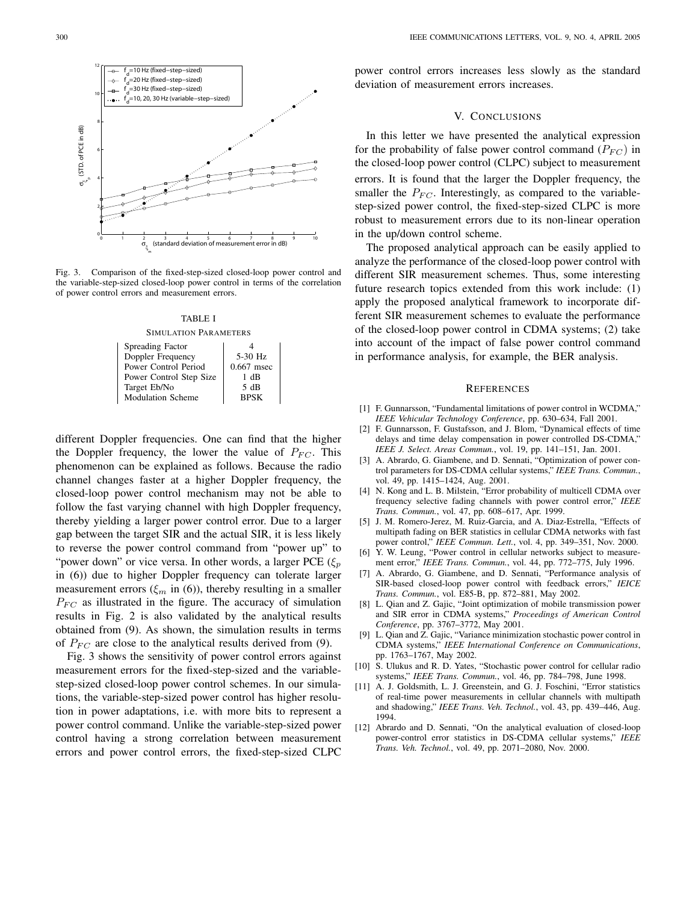12

10

8

6

4

2

0

0 1 2 3 4 5 6 7 8 9 10

$\sigma_{\xi_p}$ (STD. of PCE in dB)

$\sigma_{\xi_m}$ (standard deviation of measurement error in dB)

$f_d$=10 Hz (fixed−step−sized)

$f_d$=20 Hz (fixed−step−sized)

$f_d$=30 Hz (fixed−step−sized)

$f_d$=10, 20, 30 Hz (variable−step−sized)

Fig. 3. Comparison of the fixed-step-sized closed-loop power control and the variable-step-sized closed-loop power control in terms of the correlation of power control errors and measurement errors.

TABLE I

SIMULATION PARAMETERS

| | |
|---|---|
| Spreading Factor | 4 |
| Doppler Frequency | 5-30 Hz |
| Power Control Period | 0.667 msec |
| Power Control Step Size | 1 dB |
| Target Eb/No | 5 dB |
| Modulation Scheme | BPSK |

different Doppler frequencies. One can find that the higher the Doppler frequency, the lower the value of $P_{FC}$. This phenomenon can be explained as follows. Because the radio channel changes faster at a higher Doppler frequency, the closed-loop power control mechanism may not be able to follow the fast varying channel with high Doppler frequency, thereby yielding a larger power control error. Due to a larger gap between the target SIR and the actual SIR, it is less likely to reverse the power control command from "power up" to "power down" or vice versa. In other words, a larger PCE ($\xi_p$ in (6)) due to higher Doppler frequency can tolerate larger measurement errors ($\xi_m$ in (6)), thereby resulting in a smaller $P_{FC}$ as illustrated in the figure. The accuracy of simulation results in Fig. 2 is also validated by the analytical results obtained from (9). As shown, the simulation results in terms of $P_{FC}$ are close to the analytical results derived from (9).

Fig. 3 shows the sensitivity of power control errors against measurement errors for the fixed-step-sized and the variable-step-sized closed-loop power control schemes. In our simulations, the variable-step-sized power control has higher resolution in power adaptations, i.e. with more bits to represent a power control command. Unlike the variable-step-sized power control having a strong correlation between measurement errors and power control errors, the fixed-step-sized CLPC power control errors increases less slowly as the standard deviation of measurement errors increases.

## V. CONCLUSIONS

In this letter we have presented the analytical expression for the probability of false power control command ($P_{FC}$) in the closed-loop power control (CLPC) subject to measurement errors. It is found that the larger the Doppler frequency, the smaller the $P_{FC}$. Interestingly, as compared to the variable-step-sized power control, the fixed-step-sized CLPC is more robust to measurement errors due to its non-linear operation in the up/down control scheme.

The proposed analytical approach can be easily applied to analyze the performance of the closed-loop power control with different SIR measurement schemes. Thus, some interesting future research topics extended from this work include: (1) apply the proposed analytical framework to incorporate different SIR measurement schemes to evaluate the performance of the closed-loop power control in CDMA systems; (2) take into account of the impact of false power control command in performance analysis, for example, the BER analysis.

## REFERENCES

[1] F. Gunnarsson, "Fundamental limitations of power control in WCDMA," *IEEE Vehicular Technology Conference*, pp. 630–634, Fall 2001.

[2] F. Gunnarsson, F. Gustafsson, and J. Blom, "Dynamical effects of time delays and time delay compensation in power controlled DS-CDMA," *IEEE J. Select. Areas Commun.*, vol. 19, pp. 141–151, Jan. 2001.

[3] A. Abrardo, G. Giambene, and D. Sennati, "Optimization of power control parameters for DS-CDMA cellular systems," *IEEE Trans. Commun.*, vol. 49, pp. 1415–1424, Aug. 2001.

[4] N. Kong and L. B. Milstein, "Error probability of multicell CDMA over frequency selective fading channels with power control error," *IEEE Trans. Commun.*, vol. 47, pp. 608–617, Apr. 1999.

[5] J. M. Romero-Jerez, M. Ruiz-Garcia, and A. Diaz-Estrella, "Effects of multipath fading on BER statistics in cellular CDMA networks with fast power control," *IEEE Commun. Lett.*, vol. 4, pp. 349–351, Nov. 2000.

[6] Y. W. Leung, "Power control in cellular networks subject to measurement error," *IEEE Trans. Commun.*, vol. 44, pp. 772–775, July 1996.

[7] A. Abrardo, G. Giambene, and D. Sennati, "Performance analysis of SIR-based closed-loop power control with feedback errors," *IEICE Trans. Commun.*, vol. E85-B, pp. 872–881, May 2002.

[8] L. Qian and Z. Gajic, "Joint optimization of mobile transmission power and SIR error in CDMA systems," *Proceedings of American Control Conference*, pp. 3767–3772, May 2001.

[9] L. Qian and Z. Gajic, "Variance minimization stochastic power control in CDMA systems," *IEEE International Conference on Communications*, pp. 1763–1767, May 2002.

[10] S. Ulukus and R. D. Yates, "Stochastic power control for cellular radio systems," *IEEE Trans. Commun.*, vol. 46, pp. 784–798, June 1998.

[11] A. J. Goldsmith, L. J. Greenstein, and G. J. Foschini, "Error statistics of real-time power measurements in cellular channels with multipath and shadowing," *IEEE Trans. Veh. Technol.*, vol. 43, pp. 439–446, Aug. 1994.

[12] Abrardo and D. Sennati, "On the analytical evaluation of closed-loop power-control error statistics in DS-CDMA cellular systems," *IEEE Trans. Veh. Technol.*, vol. 49, pp. 2071–2080, Nov. 2000.